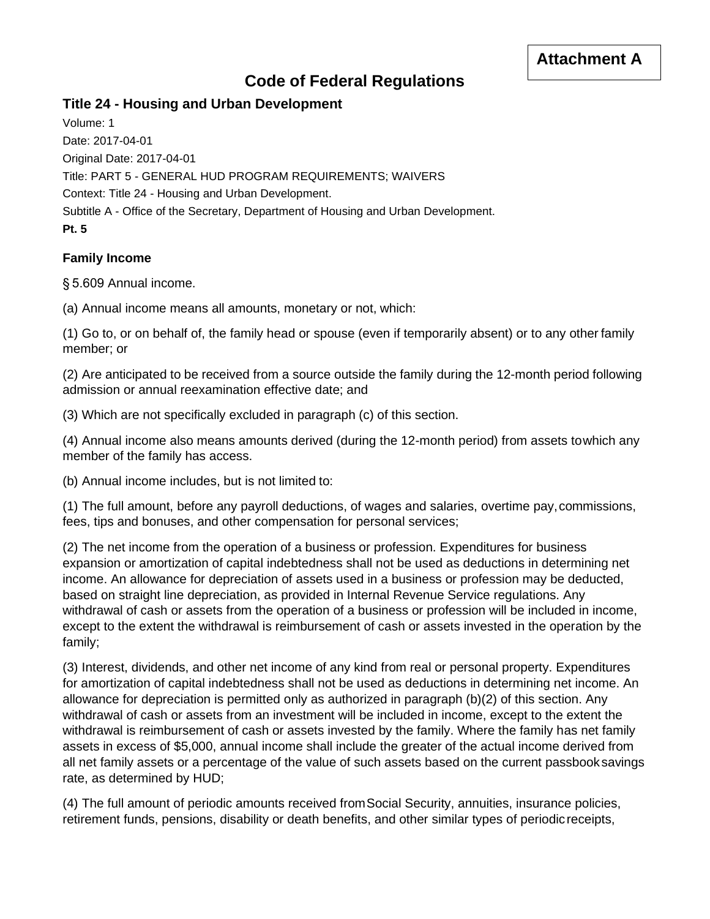**Attachment A**

# Code of Federal Regulations

## Title 24 - Housing and Urban Development

Volume: 1

Date: 2017-04-01

Original Date: 2017-04-01

Title: PART 5 - GENERAL HUD PROGRAM REQUIREMENTS; WAIVERS

Context: Title 24 - Housing and Urban Development.

Subtitle A - Office of the Secretary, Department of Housing and Urban Development.

**Pt. 5**

### Family Income

§ 5.609 Annual income.

(a) Annual income means all amounts, monetary or not, which:

(1) Go to, or on behalf of, the family head or spouse (even if temporarily absent) or to any other family member; or

(2) Are anticipated to be received from a source outside the family during the 12-month period following admission or annual reexamination effective date; and

(3) Which are not specifically excluded in paragraph (c) of this section.

(4) Annual income also means amounts derived (during the 12-month period) from assets to which any member of the family has access.

(b) Annual income includes, but is not limited to:

(1) The full amount, before any payroll deductions, of wages and salaries, overtime pay, commissions, fees, tips and bonuses, and other compensation for personal services;

(2) The net income from the operation of a business or profession. Expenditures for business expansion or amortization of capital indebtedness shall not be used as deductions in determining net income. An allowance for depreciation of assets used in a business or profession may be deducted, based on straight line depreciation, as provided in Internal Revenue Service regulations. Any withdrawal of cash or assets from the operation of a business or profession will be included in income, except to the extent the withdrawal is reimbursement of cash or assets invested in the operation by the family;

(3) Interest, dividends, and other net income of any kind from real or personal property. Expenditures for amortization of capital indebtedness shall not be used as deductions in determining net income. An allowance for depreciation is permitted only as authorized in paragraph (b)(2) of this section. Any withdrawal of cash or assets from an investment will be included in income, except to the extent the withdrawal is reimbursement of cash or assets invested by the family. Where the family has net family assets in excess of $5,000, annual income shall include the greater of the actual income derived from all net family assets or a percentage of the value of such assets based on the current passbook savings rate, as determined by HUD;

(4) The full amount of periodic amounts received from Social Security, annuities, insurance policies, retirement funds, pensions, disability or death benefits, and other similar types of periodic receipts,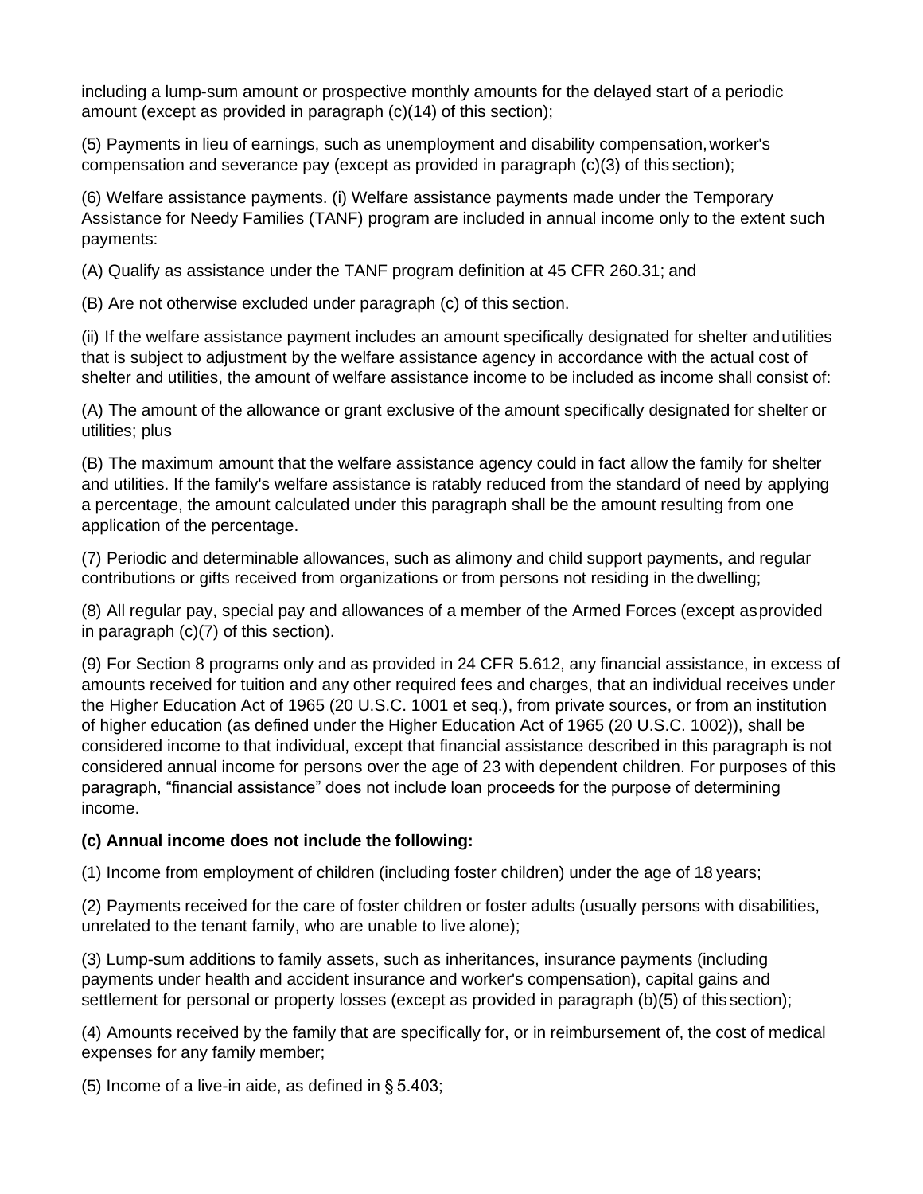including a lump-sum amount or prospective monthly amounts for the delayed start of a periodic amount (except as provided in paragraph (c)(14) of this section);

(5) Payments in lieu of earnings, such as unemployment and disability compensation, worker's compensation and severance pay (except as provided in paragraph (c)(3) of this section);

(6) Welfare assistance payments. (i) Welfare assistance payments made under the Temporary Assistance for Needy Families (TANF) program are included in annual income only to the extent such payments:

(A) Qualify as assistance under the TANF program definition at 45 CFR 260.31; and

(B) Are not otherwise excluded under paragraph (c) of this section.

(ii) If the welfare assistance payment includes an amount specifically designated for shelter and utilities that is subject to adjustment by the welfare assistance agency in accordance with the actual cost of shelter and utilities, the amount of welfare assistance income to be included as income shall consist of:

(A) The amount of the allowance or grant exclusive of the amount specifically designated for shelter or utilities; plus

(B) The maximum amount that the welfare assistance agency could in fact allow the family for shelter and utilities. If the family's welfare assistance is ratably reduced from the standard of need by applying a percentage, the amount calculated under this paragraph shall be the amount resulting from one application of the percentage.

(7) Periodic and determinable allowances, such as alimony and child support payments, and regular contributions or gifts received from organizations or from persons not residing in the dwelling;

(8) All regular pay, special pay and allowances of a member of the Armed Forces (except as provided in paragraph (c)(7) of this section).

(9) For Section 8 programs only and as provided in 24 CFR 5.612, any financial assistance, in excess of amounts received for tuition and any other required fees and charges, that an individual receives under the Higher Education Act of 1965 (20 U.S.C. 1001 et seq.), from private sources, or from an institution of higher education (as defined under the Higher Education Act of 1965 (20 U.S.C. 1002)), shall be considered income to that individual, except that financial assistance described in this paragraph is not considered annual income for persons over the age of 23 with dependent children. For purposes of this paragraph, "financial assistance" does not include loan proceeds for the purpose of determining income.

**(c) Annual income does not include the following:**

(1) Income from employment of children (including foster children) under the age of 18 years;

(2) Payments received for the care of foster children or foster adults (usually persons with disabilities, unrelated to the tenant family, who are unable to live alone);

(3) Lump-sum additions to family assets, such as inheritances, insurance payments (including payments under health and accident insurance and worker's compensation), capital gains and settlement for personal or property losses (except as provided in paragraph (b)(5) of this section);

(4) Amounts received by the family that are specifically for, or in reimbursement of, the cost of medical expenses for any family member;

(5) Income of a live-in aide, as defined in § 5.403;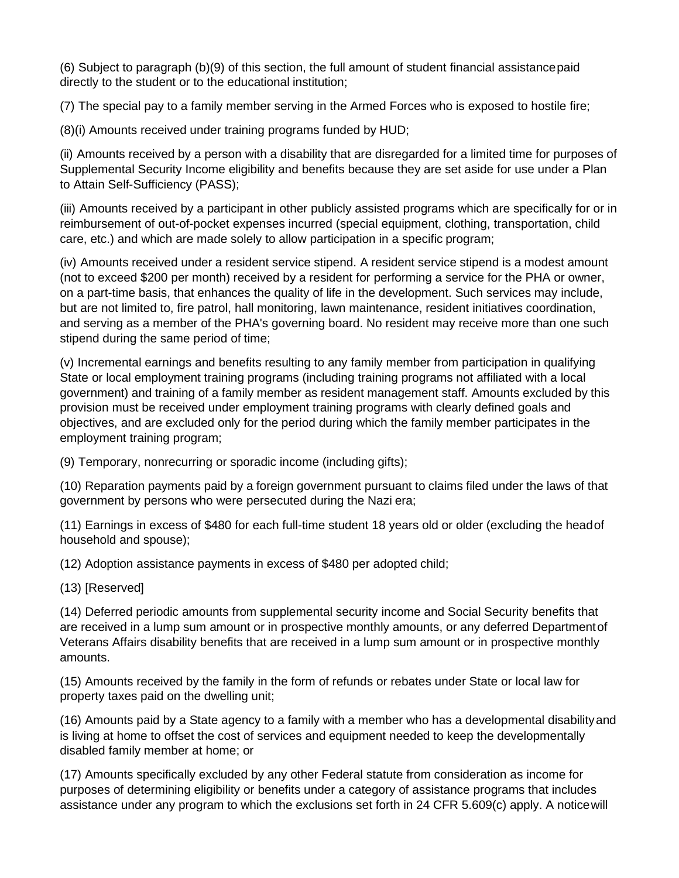(6) Subject to paragraph (b)(9) of this section, the full amount of student financial assistance paid directly to the student or to the educational institution;

(7) The special pay to a family member serving in the Armed Forces who is exposed to hostile fire;

(8)(i) Amounts received under training programs funded by HUD;

(ii) Amounts received by a person with a disability that are disregarded for a limited time for purposes of Supplemental Security Income eligibility and benefits because they are set aside for use under a Plan to Attain Self-Sufficiency (PASS);

(iii) Amounts received by a participant in other publicly assisted programs which are specifically for or in reimbursement of out-of-pocket expenses incurred (special equipment, clothing, transportation, child care, etc.) and which are made solely to allow participation in a specific program;

(iv) Amounts received under a resident service stipend. A resident service stipend is a modest amount (not to exceed $200 per month) received by a resident for performing a service for the PHA or owner, on a part-time basis, that enhances the quality of life in the development. Such services may include, but are not limited to, fire patrol, hall monitoring, lawn maintenance, resident initiatives coordination, and serving as a member of the PHA's governing board. No resident may receive more than one such stipend during the same period of time;

(v) Incremental earnings and benefits resulting to any family member from participation in qualifying State or local employment training programs (including training programs not affiliated with a local government) and training of a family member as resident management staff. Amounts excluded by this provision must be received under employment training programs with clearly defined goals and objectives, and are excluded only for the period during which the family member participates in the employment training program;

(9) Temporary, nonrecurring or sporadic income (including gifts);

(10) Reparation payments paid by a foreign government pursuant to claims filed under the laws of that government by persons who were persecuted during the Nazi era;

(11) Earnings in excess of $480 for each full-time student 18 years old or older (excluding the head of household and spouse);

(12) Adoption assistance payments in excess of $480 per adopted child;

(13) [Reserved]

(14) Deferred periodic amounts from supplemental security income and Social Security benefits that are received in a lump sum amount or in prospective monthly amounts, or any deferred Department of Veterans Affairs disability benefits that are received in a lump sum amount or in prospective monthly amounts.

(15) Amounts received by the family in the form of refunds or rebates under State or local law for property taxes paid on the dwelling unit;

(16) Amounts paid by a State agency to a family with a member who has a developmental disability and is living at home to offset the cost of services and equipment needed to keep the developmentally disabled family member at home; or

(17) Amounts specifically excluded by any other Federal statute from consideration as income for purposes of determining eligibility or benefits under a category of assistance programs that includes assistance under any program to which the exclusions set forth in 24 CFR 5.609(c) apply. A notice will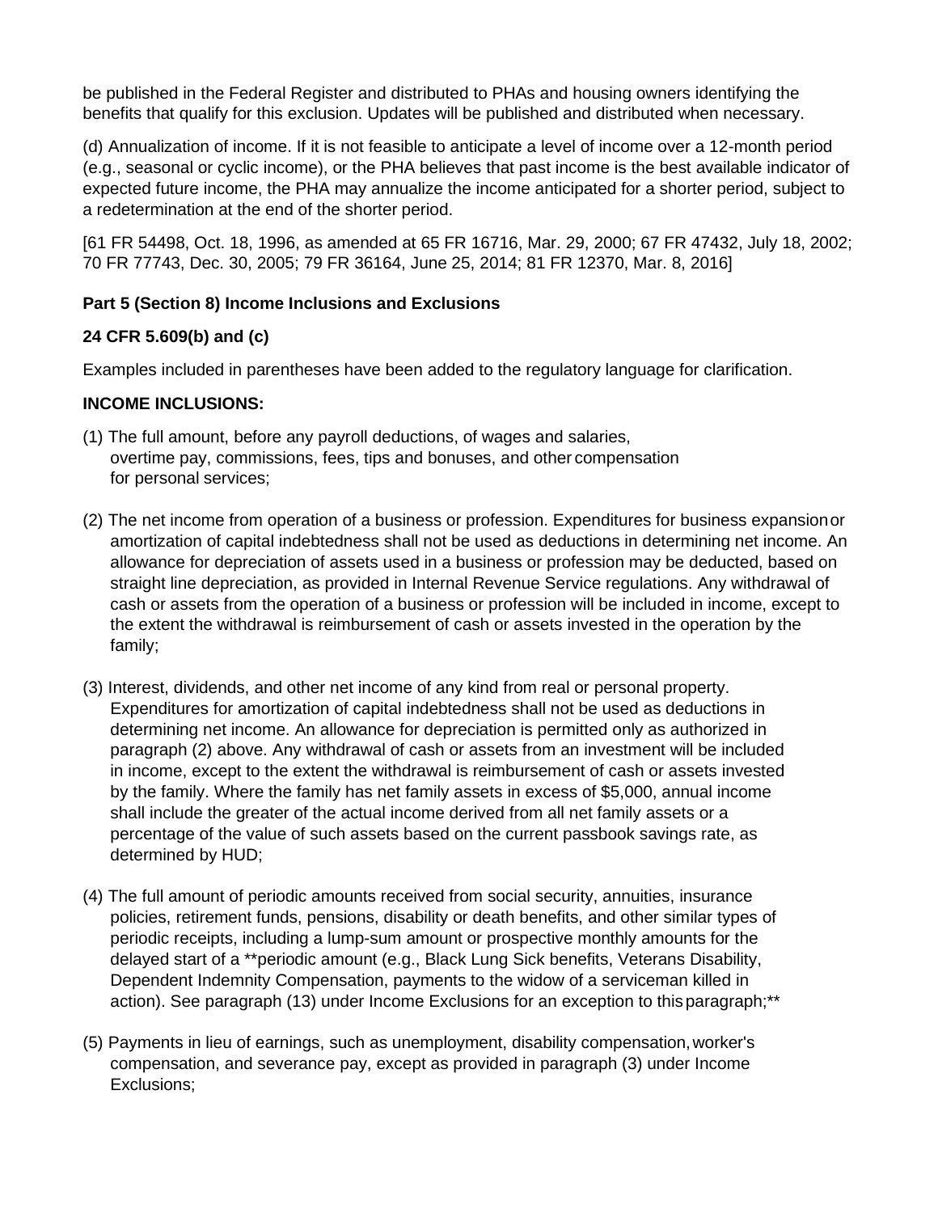be published in the Federal Register and distributed to PHAs and housing owners identifying the benefits that qualify for this exclusion. Updates will be published and distributed when necessary.

(d) Annualization of income. If it is not feasible to anticipate a level of income over a 12-month period (e.g., seasonal or cyclic income), or the PHA believes that past income is the best available indicator of expected future income, the PHA may annualize the income anticipated for a shorter period, subject to a redetermination at the end of the shorter period.

[61 FR 54498, Oct. 18, 1996, as amended at 65 FR 16716, Mar. 29, 2000; 67 FR 47432, July 18, 2002; 70 FR 77743, Dec. 30, 2005; 79 FR 36164, June 25, 2014; 81 FR 12370, Mar. 8, 2016]

**Part 5 (Section 8) Income Inclusions and Exclusions**

**24 CFR 5.609(b) and (c)**

Examples included in parentheses have been added to the regulatory language for clarification.

**INCOME INCLUSIONS:**

(1) The full amount, before any payroll deductions, of wages and salaries, overtime pay, commissions, fees, tips and bonuses, and other compensation for personal services;

(2) The net income from operation of a business or profession. Expenditures for business expansion or amortization of capital indebtedness shall not be used as deductions in determining net income. An allowance for depreciation of assets used in a business or profession may be deducted, based on straight line depreciation, as provided in Internal Revenue Service regulations. Any withdrawal of cash or assets from the operation of a business or profession will be included in income, except to the extent the withdrawal is reimbursement of cash or assets invested in the operation by the family;

(3) Interest, dividends, and other net income of any kind from real or personal property. Expenditures for amortization of capital indebtedness shall not be used as deductions in determining net income. An allowance for depreciation is permitted only as authorized in paragraph (2) above. Any withdrawal of cash or assets from an investment will be included in income, except to the extent the withdrawal is reimbursement of cash or assets invested by the family. Where the family has net family assets in excess of $5,000, annual income shall include the greater of the actual income derived from all net family assets or a percentage of the value of such assets based on the current passbook savings rate, as determined by HUD;

(4) The full amount of periodic amounts received from social security, annuities, insurance policies, retirement funds, pensions, disability or death benefits, and other similar types of periodic receipts, including a lump-sum amount or prospective monthly amounts for the delayed start of a **periodic amount (e.g., Black Lung Sick benefits, Veterans Disability, Dependent Indemnity Compensation, payments to the widow of a serviceman killed in action). See paragraph (13) under Income Exclusions for an exception to this paragraph;**

(5) Payments in lieu of earnings, such as unemployment, disability compensation, worker's compensation, and severance pay, except as provided in paragraph (3) under Income Exclusions;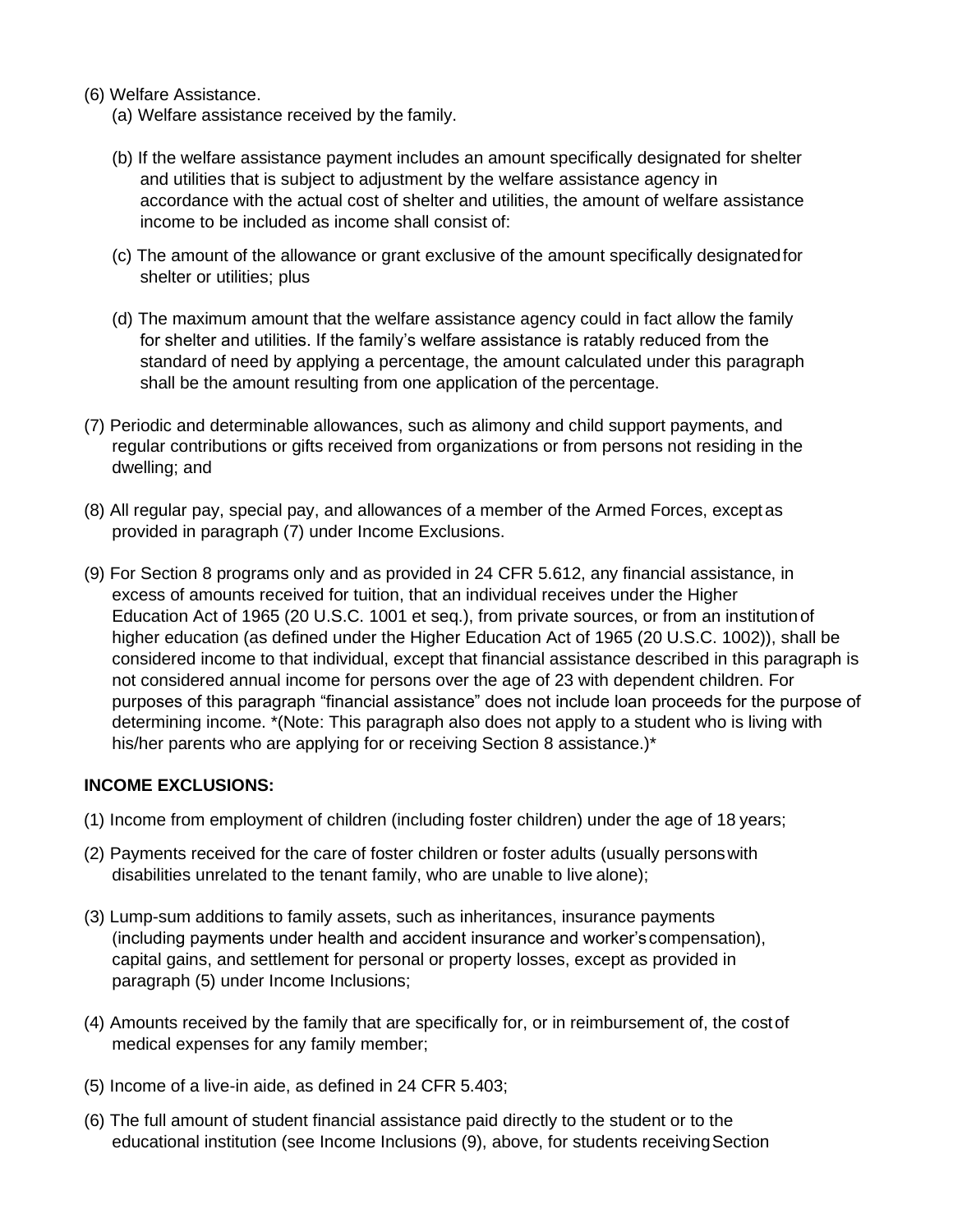(6) Welfare Assistance.

   (a) Welfare assistance received by the family.

   (b) If the welfare assistance payment includes an amount specifically designated for shelter and utilities that is subject to adjustment by the welfare assistance agency in accordance with the actual cost of shelter and utilities, the amount of welfare assistance income to be included as income shall consist of:

   (c) The amount of the allowance or grant exclusive of the amount specifically designated for shelter or utilities; plus

   (d) The maximum amount that the welfare assistance agency could in fact allow the family for shelter and utilities. If the family's welfare assistance is ratably reduced from the standard of need by applying a percentage, the amount calculated under this paragraph shall be the amount resulting from one application of the percentage.

(7) Periodic and determinable allowances, such as alimony and child support payments, and regular contributions or gifts received from organizations or from persons not residing in the dwelling; and

(8) All regular pay, special pay, and allowances of a member of the Armed Forces, except as provided in paragraph (7) under Income Exclusions.

(9) For Section 8 programs only and as provided in 24 CFR 5.612, any financial assistance, in excess of amounts received for tuition, that an individual receives under the Higher Education Act of 1965 (20 U.S.C. 1001 et seq.), from private sources, or from an institution of higher education (as defined under the Higher Education Act of 1965 (20 U.S.C. 1002)), shall be considered income to that individual, except that financial assistance described in this paragraph is not considered annual income for persons over the age of 23 with dependent children. For purposes of this paragraph "financial assistance" does not include loan proceeds for the purpose of determining income. *(Note: This paragraph also does not apply to a student who is living with his/her parents who are applying for or receiving Section 8 assistance.)*

**INCOME EXCLUSIONS:**

(1) Income from employment of children (including foster children) under the age of 18 years;

(2) Payments received for the care of foster children or foster adults (usually persons with disabilities unrelated to the tenant family, who are unable to live alone);

(3) Lump-sum additions to family assets, such as inheritances, insurance payments (including payments under health and accident insurance and worker's compensation), capital gains, and settlement for personal or property losses, except as provided in paragraph (5) under Income Inclusions;

(4) Amounts received by the family that are specifically for, or in reimbursement of, the cost of medical expenses for any family member;

(5) Income of a live-in aide, as defined in 24 CFR 5.403;

(6) The full amount of student financial assistance paid directly to the student or to the educational institution (see Income Inclusions (9), above, for students receiving Section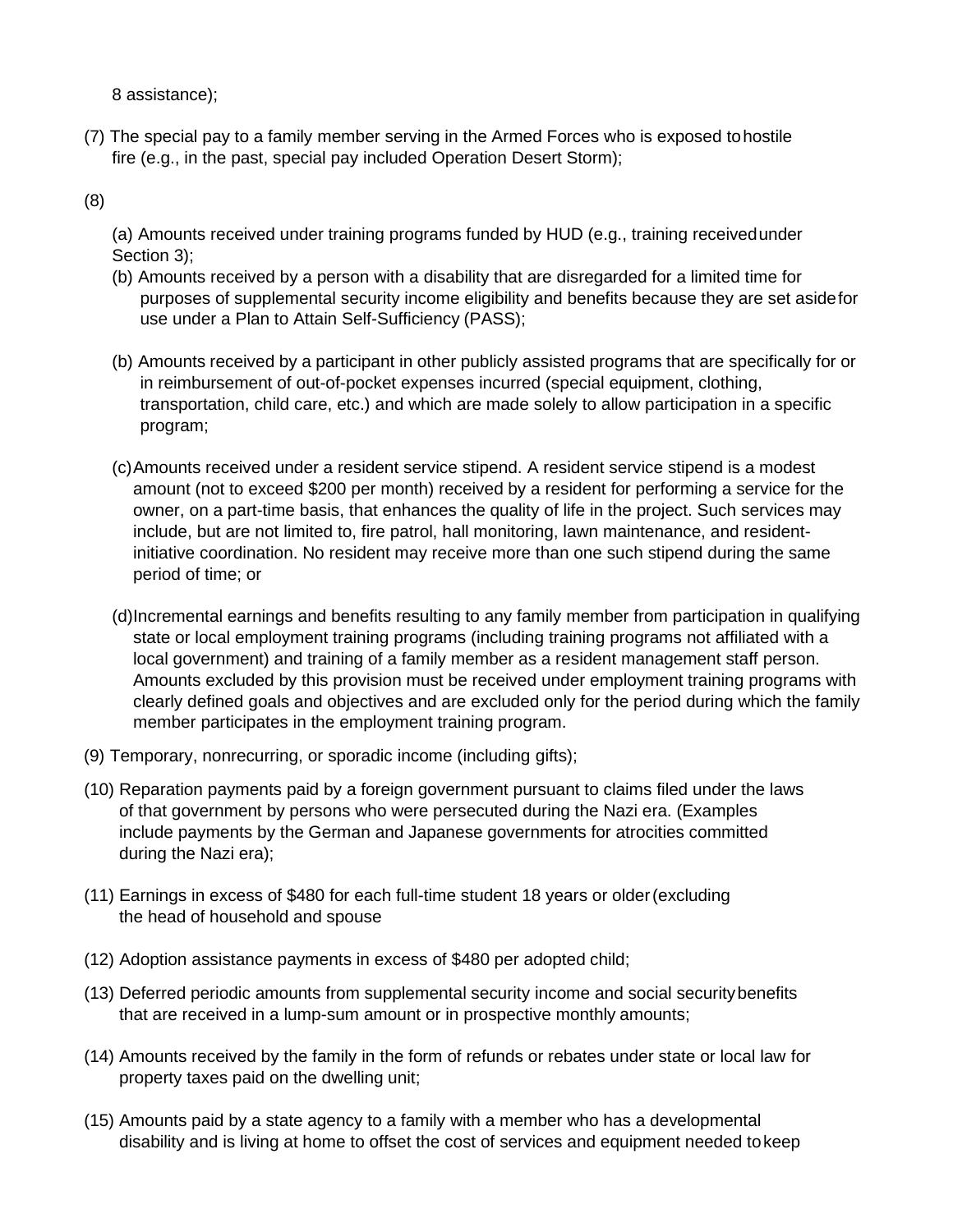8 assistance);

(7) The special pay to a family member serving in the Armed Forces who is exposed to hostile fire (e.g., in the past, special pay included Operation Desert Storm);

(8)

(a) Amounts received under training programs funded by HUD (e.g., training received under Section 3);

(b) Amounts received by a person with a disability that are disregarded for a limited time for purposes of supplemental security income eligibility and benefits because they are set aside for use under a Plan to Attain Self-Sufficiency (PASS);

(b) Amounts received by a participant in other publicly assisted programs that are specifically for or in reimbursement of out-of-pocket expenses incurred (special equipment, clothing, transportation, child care, etc.) and which are made solely to allow participation in a specific program;

(c) Amounts received under a resident service stipend. A resident service stipend is a modest amount (not to exceed $200 per month) received by a resident for performing a service for the owner, on a part-time basis, that enhances the quality of life in the project. Such services may include, but are not limited to, fire patrol, hall monitoring, lawn maintenance, and resident-initiative coordination. No resident may receive more than one such stipend during the same period of time; or

(d) Incremental earnings and benefits resulting to any family member from participation in qualifying state or local employment training programs (including training programs not affiliated with a local government) and training of a family member as a resident management staff person. Amounts excluded by this provision must be received under employment training programs with clearly defined goals and objectives and are excluded only for the period during which the family member participates in the employment training program.

(9) Temporary, nonrecurring, or sporadic income (including gifts);

(10) Reparation payments paid by a foreign government pursuant to claims filed under the laws of that government by persons who were persecuted during the Nazi era. (Examples include payments by the German and Japanese governments for atrocities committed during the Nazi era);

(11) Earnings in excess of $480 for each full-time student 18 years or older (excluding the head of household and spouse

(12) Adoption assistance payments in excess of $480 per adopted child;

(13) Deferred periodic amounts from supplemental security income and social security benefits that are received in a lump-sum amount or in prospective monthly amounts;

(14) Amounts received by the family in the form of refunds or rebates under state or local law for property taxes paid on the dwelling unit;

(15) Amounts paid by a state agency to a family with a member who has a developmental disability and is living at home to offset the cost of services and equipment needed to keep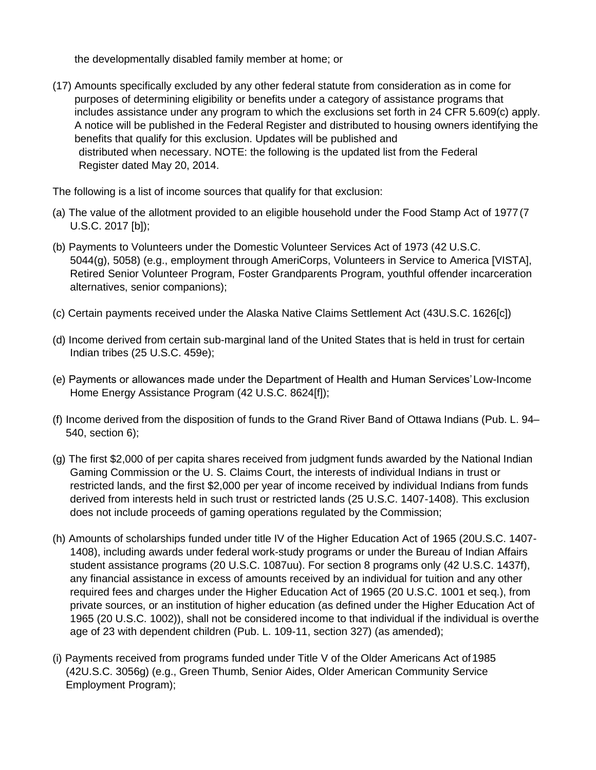the developmentally disabled family member at home; or

(17) Amounts specifically excluded by any other federal statute from consideration as in come for purposes of determining eligibility or benefits under a category of assistance programs that includes assistance under any program to which the exclusions set forth in 24 CFR 5.609(c) apply. A notice will be published in the Federal Register and distributed to housing owners identifying the benefits that qualify for this exclusion. Updates will be published and distributed when necessary. NOTE: the following is the updated list from the Federal Register dated May 20, 2014.

The following is a list of income sources that qualify for that exclusion:

(a) The value of the allotment provided to an eligible household under the Food Stamp Act of 1977 (7 U.S.C. 2017 [b]);

(b) Payments to Volunteers under the Domestic Volunteer Services Act of 1973 (42 U.S.C. 5044(g), 5058) (e.g., employment through AmeriCorps, Volunteers in Service to America [VISTA], Retired Senior Volunteer Program, Foster Grandparents Program, youthful offender incarceration alternatives, senior companions);

(c) Certain payments received under the Alaska Native Claims Settlement Act (43U.S.C. 1626[c])

(d) Income derived from certain sub-marginal land of the United States that is held in trust for certain Indian tribes (25 U.S.C. 459e);

(e) Payments or allowances made under the Department of Health and Human Services' Low-Income Home Energy Assistance Program (42 U.S.C. 8624[f]);

(f) Income derived from the disposition of funds to the Grand River Band of Ottawa Indians (Pub. L. 94–540, section 6);

(g) The first $2,000 of per capita shares received from judgment funds awarded by the National Indian Gaming Commission or the U. S. Claims Court, the interests of individual Indians in trust or restricted lands, and the first $2,000 per year of income received by individual Indians from funds derived from interests held in such trust or restricted lands (25 U.S.C. 1407-1408). This exclusion does not include proceeds of gaming operations regulated by the Commission;

(h) Amounts of scholarships funded under title IV of the Higher Education Act of 1965 (20U.S.C. 1407-1408), including awards under federal work-study programs or under the Bureau of Indian Affairs student assistance programs (20 U.S.C. 1087uu). For section 8 programs only (42 U.S.C. 1437f), any financial assistance in excess of amounts received by an individual for tuition and any other required fees and charges under the Higher Education Act of 1965 (20 U.S.C. 1001 et seq.), from private sources, or an institution of higher education (as defined under the Higher Education Act of 1965 (20 U.S.C. 1002)), shall not be considered income to that individual if the individual is over the age of 23 with dependent children (Pub. L. 109-11, section 327) (as amended);

(i) Payments received from programs funded under Title V of the Older Americans Act of 1985 (42U.S.C. 3056g) (e.g., Green Thumb, Senior Aides, Older American Community Service Employment Program);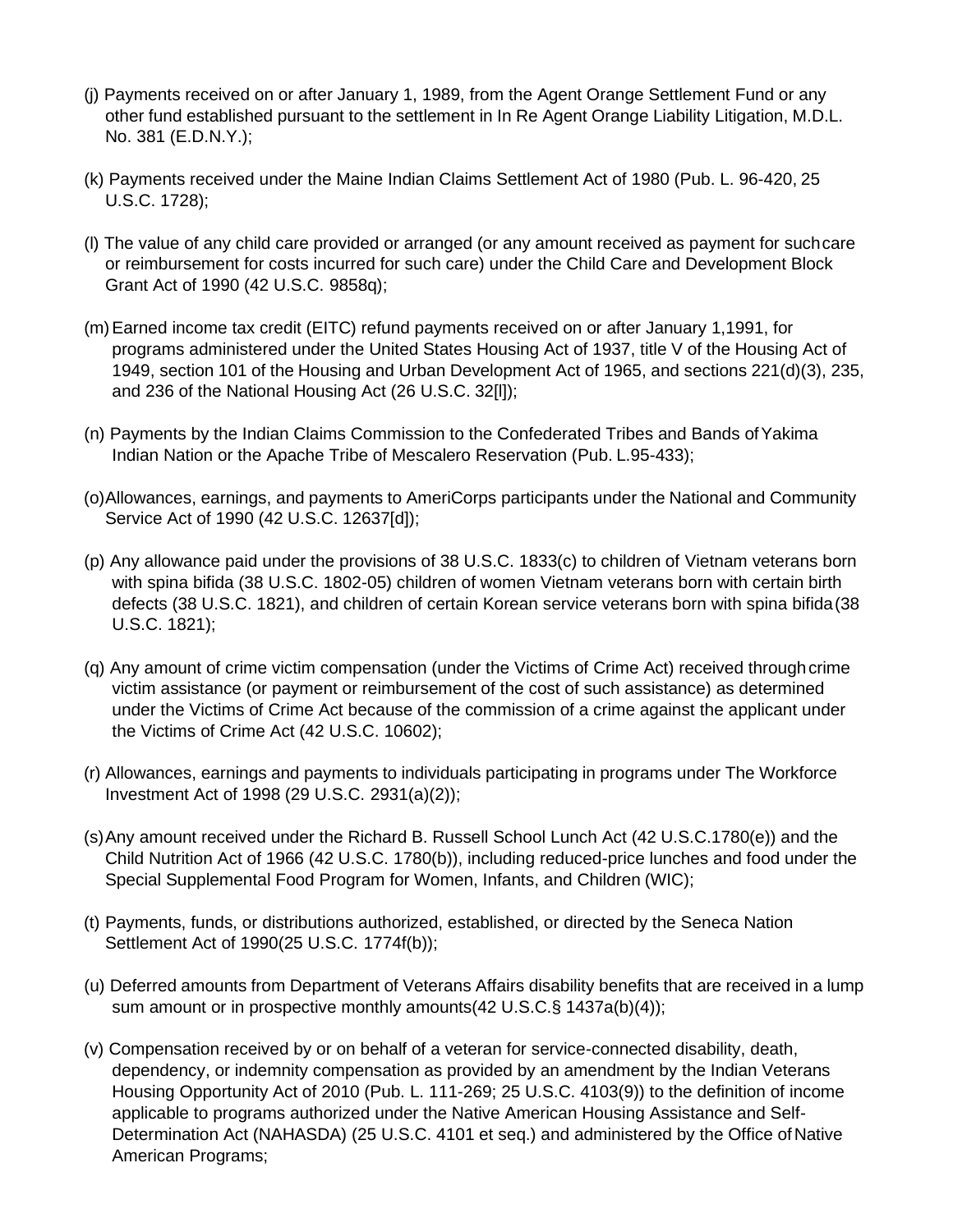(j) Payments received on or after January 1, 1989, from the Agent Orange Settlement Fund or any other fund established pursuant to the settlement in In Re Agent Orange Liability Litigation, M.D.L. No. 381 (E.D.N.Y.);

(k) Payments received under the Maine Indian Claims Settlement Act of 1980 (Pub. L. 96-420, 25 U.S.C. 1728);

(l) The value of any child care provided or arranged (or any amount received as payment for such care or reimbursement for costs incurred for such care) under the Child Care and Development Block Grant Act of 1990 (42 U.S.C. 9858q);

(m) Earned income tax credit (EITC) refund payments received on or after January 1,1991, for programs administered under the United States Housing Act of 1937, title V of the Housing Act of 1949, section 101 of the Housing and Urban Development Act of 1965, and sections 221(d)(3), 235, and 236 of the National Housing Act (26 U.S.C. 32[l]);

(n) Payments by the Indian Claims Commission to the Confederated Tribes and Bands of Yakima Indian Nation or the Apache Tribe of Mescalero Reservation (Pub. L.95-433);

(o) Allowances, earnings, and payments to AmeriCorps participants under the National and Community Service Act of 1990 (42 U.S.C. 12637[d]);

(p) Any allowance paid under the provisions of 38 U.S.C. 1833(c) to children of Vietnam veterans born with spina bifida (38 U.S.C. 1802-05) children of women Vietnam veterans born with certain birth defects (38 U.S.C. 1821), and children of certain Korean service veterans born with spina bifida (38 U.S.C. 1821);

(q) Any amount of crime victim compensation (under the Victims of Crime Act) received through crime victim assistance (or payment or reimbursement of the cost of such assistance) as determined under the Victims of Crime Act because of the commission of a crime against the applicant under the Victims of Crime Act (42 U.S.C. 10602);

(r) Allowances, earnings and payments to individuals participating in programs under The Workforce Investment Act of 1998 (29 U.S.C. 2931(a)(2));

(s) Any amount received under the Richard B. Russell School Lunch Act (42 U.S.C.1780(e)) and the Child Nutrition Act of 1966 (42 U.S.C. 1780(b)), including reduced-price lunches and food under the Special Supplemental Food Program for Women, Infants, and Children (WIC);

(t) Payments, funds, or distributions authorized, established, or directed by the Seneca Nation Settlement Act of 1990(25 U.S.C. 1774f(b));

(u) Deferred amounts from Department of Veterans Affairs disability benefits that are received in a lump sum amount or in prospective monthly amounts(42 U.S.C.§ 1437a(b)(4));

(v) Compensation received by or on behalf of a veteran for service-connected disability, death, dependency, or indemnity compensation as provided by an amendment by the Indian Veterans Housing Opportunity Act of 2010 (Pub. L. 111-269; 25 U.S.C. 4103(9)) to the definition of income applicable to programs authorized under the Native American Housing Assistance and Self-Determination Act (NAHASDA) (25 U.S.C. 4101 et seq.) and administered by the Office of Native American Programs;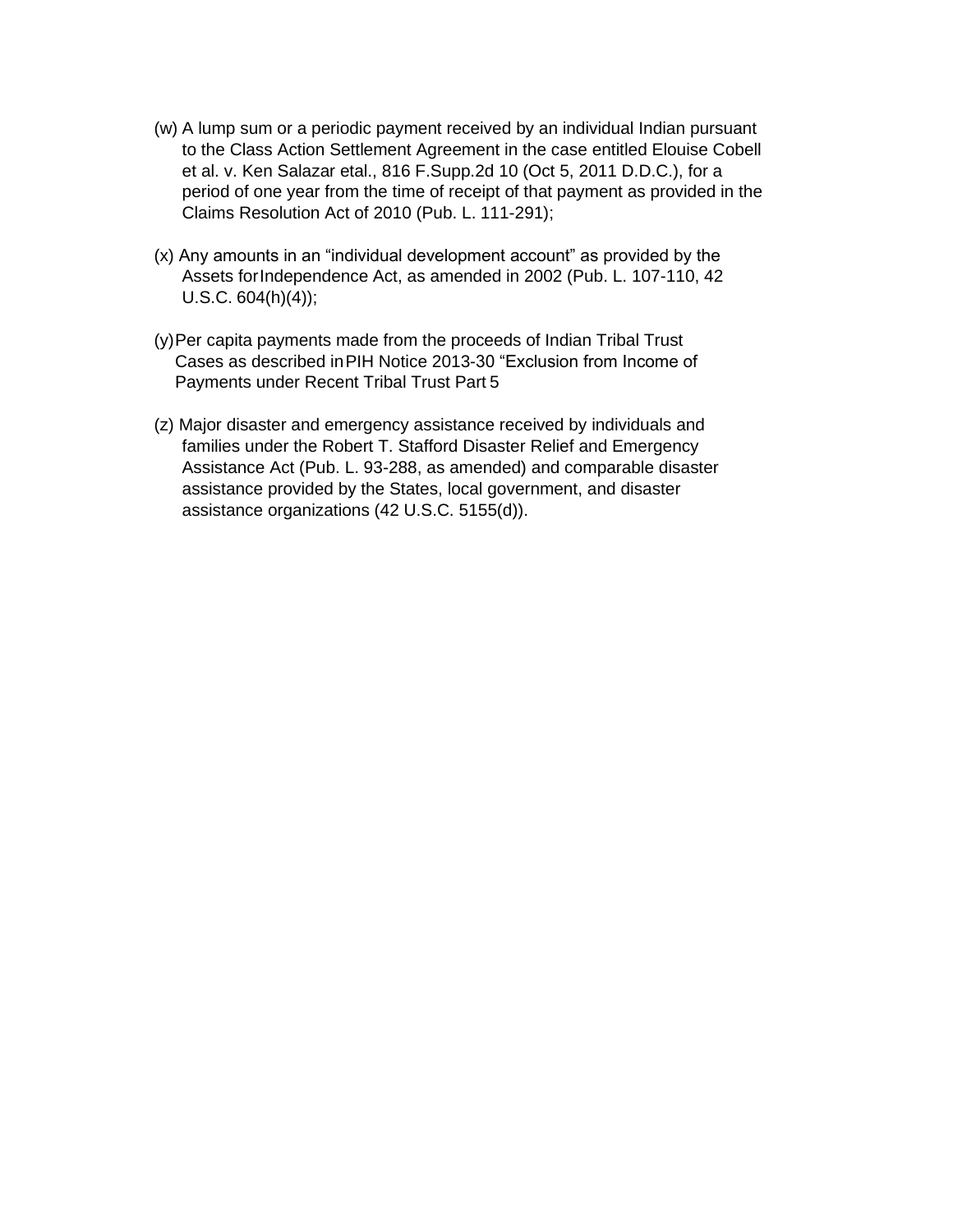(w) A lump sum or a periodic payment received by an individual Indian pursuant to the Class Action Settlement Agreement in the case entitled Elouise Cobell et al. v. Ken Salazar etal., 816 F.Supp.2d 10 (Oct 5, 2011 D.D.C.), for a period of one year from the time of receipt of that payment as provided in the Claims Resolution Act of 2010 (Pub. L. 111-291);

(x) Any amounts in an "individual development account" as provided by the Assets forIndependence Act, as amended in 2002 (Pub. L. 107-110, 42 U.S.C. 604(h)(4));

(y) Per capita payments made from the proceeds of Indian Tribal Trust Cases as described inPIH Notice 2013-30 "Exclusion from Income of Payments under Recent Tribal Trust Part 5

(z) Major disaster and emergency assistance received by individuals and families under the Robert T. Stafford Disaster Relief and Emergency Assistance Act (Pub. L. 93-288, as amended) and comparable disaster assistance provided by the States, local government, and disaster assistance organizations (42 U.S.C. 5155(d)).